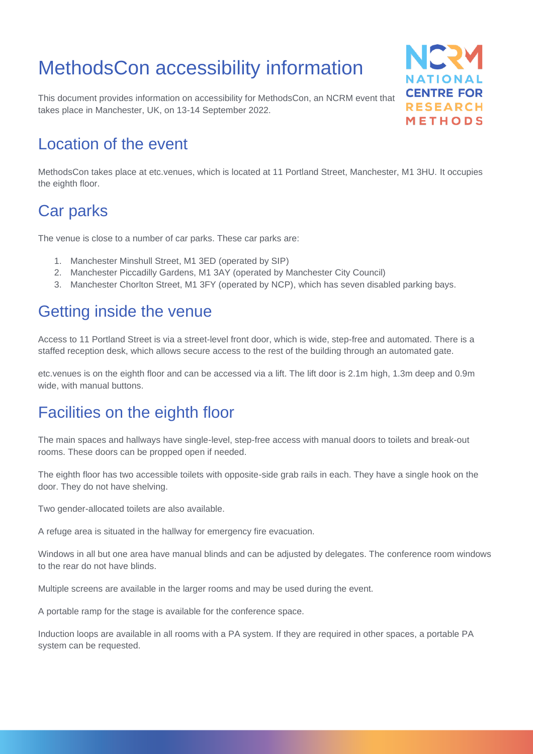# MethodsCon accessibility information

This document provides information on accessibility for MethodsCon, an NCRM event that takes place in Manchester, UK, on 13-14 September 2022.

## Location of the event

MethodsCon takes place at etc.venues, which is located at 11 Portland Street, Manchester, M1 3HU. It occupies the eighth floor.

## Car parks

The venue is close to a number of car parks. These car parks are:

1. Manchester Minshull Street, M1 3ED (operated by SIP)
2. Manchester Piccadilly Gardens, M1 3AY (operated by Manchester City Council)
3. Manchester Chorlton Street, M1 3FY (operated by NCP), which has seven disabled parking bays.

## Getting inside the venue

Access to 11 Portland Street is via a street-level front door, which is wide, step-free and automated. There is a staffed reception desk, which allows secure access to the rest of the building through an automated gate.

etc.venues is on the eighth floor and can be accessed via a lift. The lift door is 2.1m high, 1.3m deep and 0.9m wide, with manual buttons.

## Facilities on the eighth floor

The main spaces and hallways have single-level, step-free access with manual doors to toilets and break-out rooms. These doors can be propped open if needed.

The eighth floor has two accessible toilets with opposite-side grab rails in each. They have a single hook on the door. They do not have shelving.

Two gender-allocated toilets are also available.

A refuge area is situated in the hallway for emergency fire evacuation.

Windows in all but one area have manual blinds and can be adjusted by delegates. The conference room windows to the rear do not have blinds.

Multiple screens are available in the larger rooms and may be used during the event.

A portable ramp for the stage is available for the conference space.

Induction loops are available in all rooms with a PA system. If they are required in other spaces, a portable PA system can be requested.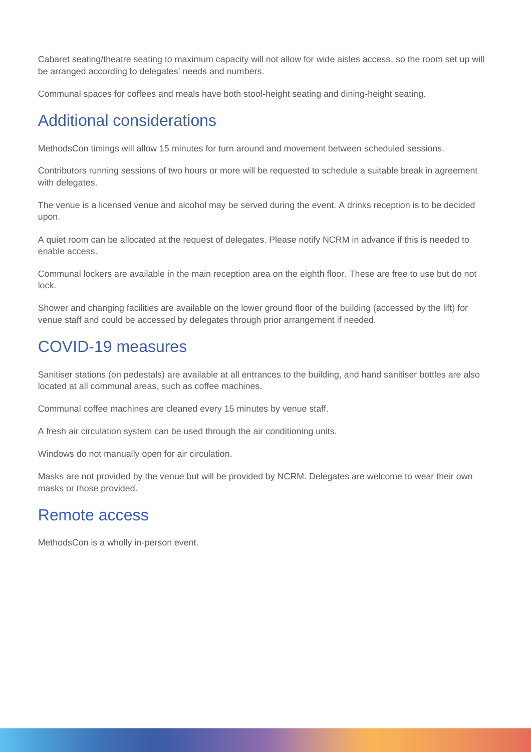Cabaret seating/theatre seating to maximum capacity will not allow for wide aisles access, so the room set up will be arranged according to delegates' needs and numbers.

Communal spaces for coffees and meals have both stool-height seating and dining-height seating.

## Additional considerations

MethodsCon timings will allow 15 minutes for turn around and movement between scheduled sessions.

Contributors running sessions of two hours or more will be requested to schedule a suitable break in agreement with delegates.

The venue is a licensed venue and alcohol may be served during the event. A drinks reception is to be decided upon.

A quiet room can be allocated at the request of delegates. Please notify NCRM in advance if this is needed to enable access.

Communal lockers are available in the main reception area on the eighth floor. These are free to use but do not lock.

Shower and changing facilities are available on the lower ground floor of the building (accessed by the lift) for venue staff and could be accessed by delegates through prior arrangement if needed.

## COVID-19 measures

Sanitiser stations (on pedestals) are available at all entrances to the building, and hand sanitiser bottles are also located at all communal areas, such as coffee machines.

Communal coffee machines are cleaned every 15 minutes by venue staff.

A fresh air circulation system can be used through the air conditioning units.

Windows do not manually open for air circulation.

Masks are not provided by the venue but will be provided by NCRM. Delegates are welcome to wear their own masks or those provided.

## Remote access

MethodsCon is a wholly in-person event.